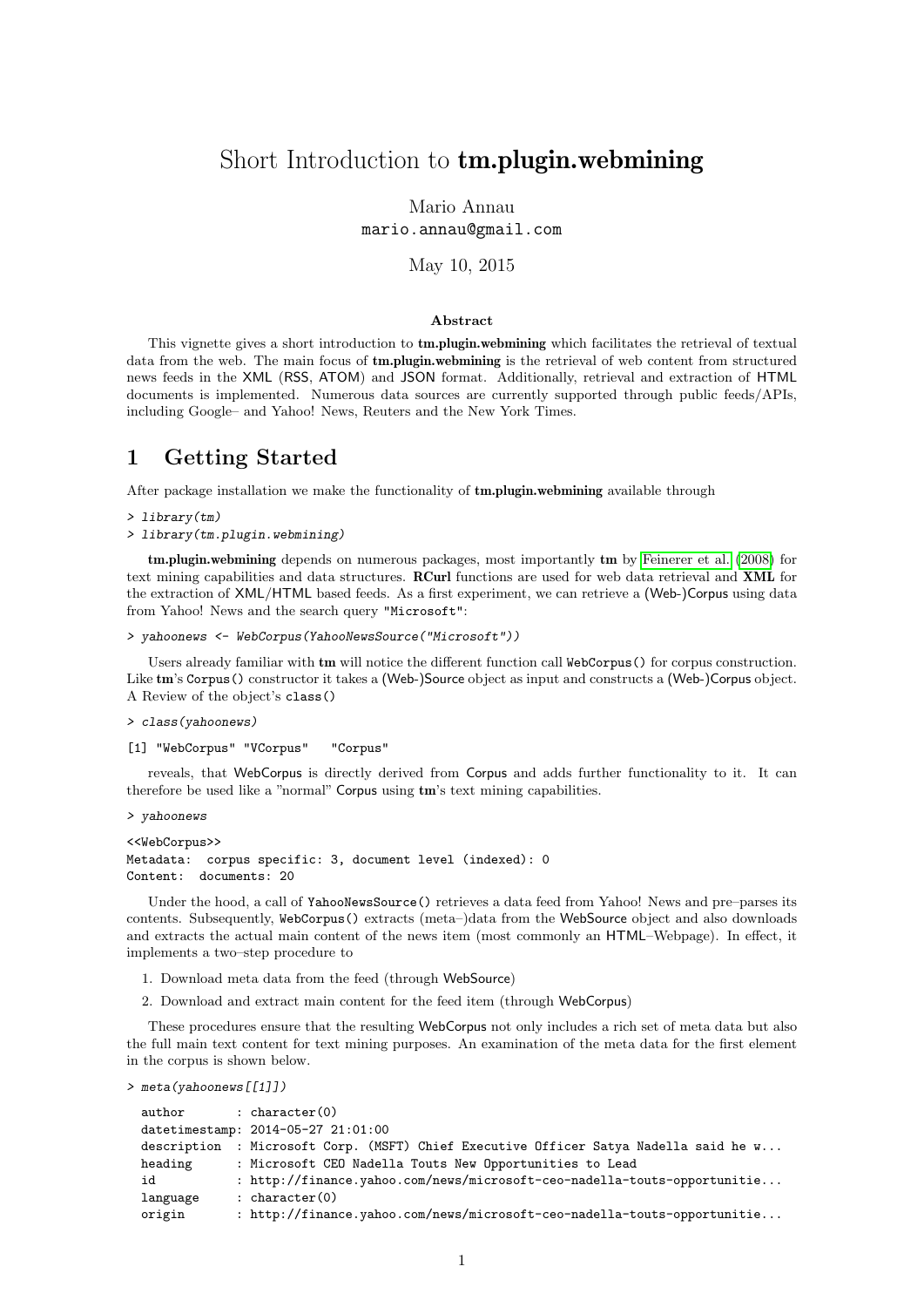# Short Introduction to **tm.plugin.webmining**

Mario Annau
mario.annau@gmail.com

May 10, 2015

### Abstract

This vignette gives a short introduction to **tm.plugin.webmining** which facilitates the retrieval of textual data from the web. The main focus of **tm.plugin.webmining** is the retrieval of web content from structured news feeds in the XML (RSS, ATOM) and JSON format. Additionally, retrieval and extraction of HTML documents is implemented. Numerous data sources are currently supported through public feeds/APIs, including Google– and Yahoo! News, Reuters and the New York Times.

## 1 Getting Started

After package installation we make the functionality of **tm.plugin.webmining** available through

```
> library(tm)
> library(tm.plugin.webmining)
```

**tm.plugin.webmining** depends on numerous packages, most importantly **tm** by Feinerer et al. (2008) for text mining capabilities and data structures. **RCurl** functions are used for web data retrieval and **XML** for the extraction of XML/HTML based feeds. As a first experiment, we can retrieve a (Web-)Corpus using data from Yahoo! News and the search query "Microsoft":

```
> yahoonews <- WebCorpus(YahooNewsSource("Microsoft"))
```

Users already familiar with **tm** will notice the different function call `WebCorpus()` for corpus construction. Like **tm**'s `Corpus()` constructor it takes a (Web-)Source object as input and constructs a (Web-)Corpus object. A Review of the object's `class()`

```
> class(yahoonews)

[1] "WebCorpus" "VCorpus"   "Corpus"
```

reveals, that WebCorpus is directly derived from Corpus and adds further functionality to it. It can therefore be used like a "normal" Corpus using **tm**'s text mining capabilities.

```
> yahoonews

<<WebCorpus>>
Metadata:  corpus specific: 3, document level (indexed): 0
Content:  documents: 20
```

Under the hood, a call of `YahooNewsSource()` retrieves a data feed from Yahoo! News and pre–parses its contents. Subsequently, `WebCorpus()` extracts (meta–)data from the WebSource object and also downloads and extracts the actual main content of the news item (most commonly an HTML–Webpage). In effect, it implements a two–step procedure to

1. Download meta data from the feed (through WebSource)
2. Download and extract main content for the feed item (through WebCorpus)

These procedures ensure that the resulting WebCorpus not only includes a rich set of meta data but also the full main text content for text mining purposes. An examination of the meta data for the first element in the corpus is shown below.

```
> meta(yahoonews[[1]])

  author       : character(0)
  datetimestamp: 2014-05-27 21:01:00
  description  : Microsoft Corp. (MSFT) Chief Executive Officer Satya Nadella said he w...
  heading      : Microsoft CEO Nadella Touts New Opportunities to Lead
  id           : http://finance.yahoo.com/news/microsoft-ceo-nadella-touts-opportunitie...
  language     : character(0)
  origin       : http://finance.yahoo.com/news/microsoft-ceo-nadella-touts-opportunitie...
```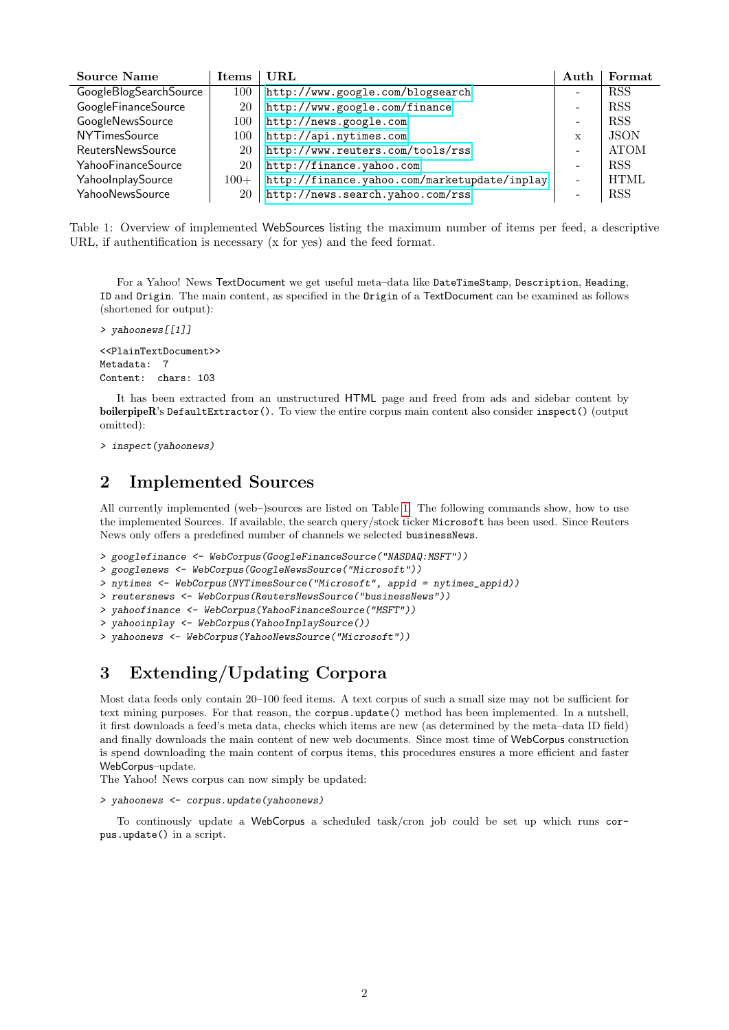| Source Name | Items | URL | Auth | Format |
|---|---|---|---|---|
| GoogleBlogSearchSource | 100 | http://www.google.com/blogsearch | - | RSS |
| GoogleFinanceSource | 20 | http://www.google.com/finance | - | RSS |
| GoogleNewsSource | 100 | http://news.google.com | - | RSS |
| NYTimesSource | 100 | http://api.nytimes.com | x | JSON |
| ReutersNewsSource | 20 | http://www.reuters.com/tools/rss | - | ATOM |
| YahooFinanceSource | 20 | http://finance.yahoo.com | - | RSS |
| YahooInplaySource | 100+ | http://finance.yahoo.com/marketupdate/inplay | - | HTML |
| YahooNewsSource | 20 | http://news.search.yahoo.com/rss | - | RSS |

Table 1: Overview of implemented WebSources listing the maximum number of items per feed, a descriptive URL, if authentification is necessary (x for yes) and the feed format.

For a Yahoo! News TextDocument we get useful meta–data like `DateTimeStamp`, `Description`, `Heading`, `ID` and `Origin`. The main content, as specified in the `Origin` of a TextDocument can be examined as follows (shortened for output):

```
> yahoonews[[1]]
```

```
<<PlainTextDocument>>
Metadata:  7
Content:  chars: 103
```

It has been extracted from an unstructured HTML page and freed from ads and sidebar content by **boilerpipeR**'s `DefaultExtractor()`. To view the entire corpus main content also consider `inspect()` (output omitted):

```
> inspect(yahoonews)
```

## 2 Implemented Sources

All currently implemented (web–)sources are listed on Table 1. The following commands show, how to use the implemented Sources. If available, the search query/stock ticker `Microsoft` has been used. Since Reuters News only offers a predefined number of channels we selected `businessNews`.

```
> googlefinance <- WebCorpus(GoogleFinanceSource("NASDAQ:MSFT"))
> googlenews <- WebCorpus(GoogleNewsSource("Microsoft"))
> nytimes <- WebCorpus(NYTimesSource("Microsoft", appid = nytimes_appid))
> reutersnews <- WebCorpus(ReutersNewsSource("businessNews"))
> yahoofinance <- WebCorpus(YahooFinanceSource("MSFT"))
> yahooinplay <- WebCorpus(YahooInplaySource())
> yahoonews <- WebCorpus(YahooNewsSource("Microsoft"))
```

## 3 Extending/Updating Corpora

Most data feeds only contain 20–100 feed items. A text corpus of such a small size may not be sufficient for text mining purposes. For that reason, the `corpus.update()` method has been implemented. In a nutshell, it first downloads a feed's meta data, checks which items are new (as determined by the meta–data ID field) and finally downloads the main content of new web documents. Since most time of WebCorpus construction is spend downloading the main content of corpus items, this procedures ensures a more efficient and faster WebCorpus–update.
The Yahoo! News corpus can now simply be updated:

```
> yahoonews <- corpus.update(yahoonews)
```

To continously update a WebCorpus a scheduled task/cron job could be set up which runs `corpus.update()` in a script.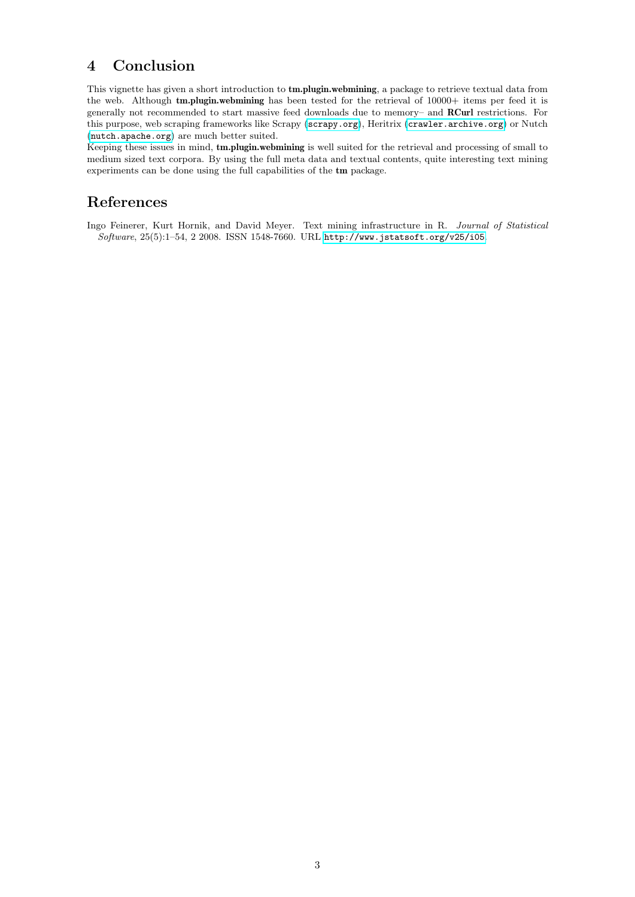## 4 Conclusion

This vignette has given a short introduction to **tm.plugin.webmining**, a package to retrieve textual data from the web. Although **tm.plugin.webmining** has been tested for the retrieval of 10000+ items per feed it is generally not recommended to start massive feed downloads due to memory– and **RCurl** restrictions. For this purpose, web scraping frameworks like Scrapy (`scrapy.org`), Heritrix (`crawler.archive.org`) or Nutch (`nutch.apache.org`) are much better suited.

Keeping these issues in mind, **tm.plugin.webmining** is well suited for the retrieval and processing of small to medium sized text corpora. By using the full meta data and textual contents, quite interesting text mining experiments can be done using the full capabilities of the **tm** package.

## References

Ingo Feinerer, Kurt Hornik, and David Meyer. Text mining infrastructure in R. *Journal of Statistical Software*, 25(5):1–54, 2 2008. ISSN 1548-7660. URL `http://www.jstatsoft.org/v25/i05`.